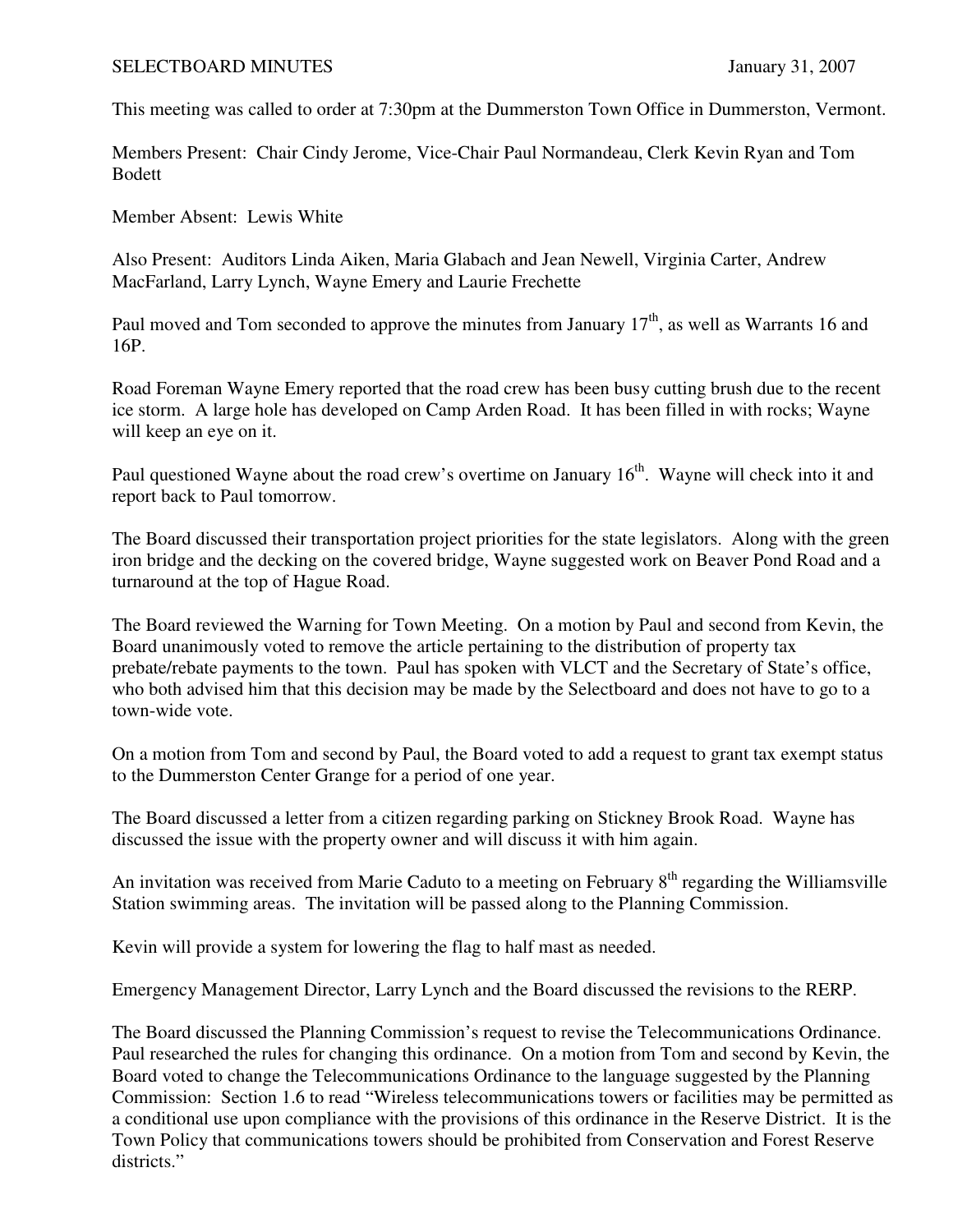SELECTBOARD MINUTES January 31, 2007

This meeting was called to order at 7:30pm at the Dummerston Town Office in Dummerston, Vermont.

Members Present: Chair Cindy Jerome, Vice-Chair Paul Normandeau, Clerk Kevin Ryan and Tom Bodett

Member Absent: Lewis White

Also Present: Auditors Linda Aiken, Maria Glabach and Jean Newell, Virginia Carter, Andrew MacFarland, Larry Lynch, Wayne Emery and Laurie Frechette

Paul moved and Tom seconded to approve the minutes from January 17th, as well as Warrants 16 and 16P.

Road Foreman Wayne Emery reported that the road crew has been busy cutting brush due to the recent ice storm. A large hole has developed on Camp Arden Road. It has been filled in with rocks; Wayne will keep an eye on it.

Paul questioned Wayne about the road crew's overtime on January 16th. Wayne will check into it and report back to Paul tomorrow.

The Board discussed their transportation project priorities for the state legislators. Along with the green iron bridge and the decking on the covered bridge, Wayne suggested work on Beaver Pond Road and a turnaround at the top of Hague Road.

The Board reviewed the Warning for Town Meeting. On a motion by Paul and second from Kevin, the Board unanimously voted to remove the article pertaining to the distribution of property tax prebate/rebate payments to the town. Paul has spoken with VLCT and the Secretary of State's office, who both advised him that this decision may be made by the Selectboard and does not have to go to a town-wide vote.

On a motion from Tom and second by Paul, the Board voted to add a request to grant tax exempt status to the Dummerston Center Grange for a period of one year.

The Board discussed a letter from a citizen regarding parking on Stickney Brook Road. Wayne has discussed the issue with the property owner and will discuss it with him again.

An invitation was received from Marie Caduto to a meeting on February 8th regarding the Williamsville Station swimming areas. The invitation will be passed along to the Planning Commission.

Kevin will provide a system for lowering the flag to half mast as needed.

Emergency Management Director, Larry Lynch and the Board discussed the revisions to the RERP.

The Board discussed the Planning Commission's request to revise the Telecommunications Ordinance. Paul researched the rules for changing this ordinance. On a motion from Tom and second by Kevin, the Board voted to change the Telecommunications Ordinance to the language suggested by the Planning Commission: Section 1.6 to read "Wireless telecommunications towers or facilities may be permitted as a conditional use upon compliance with the provisions of this ordinance in the Reserve District. It is the Town Policy that communications towers should be prohibited from Conservation and Forest Reserve districts."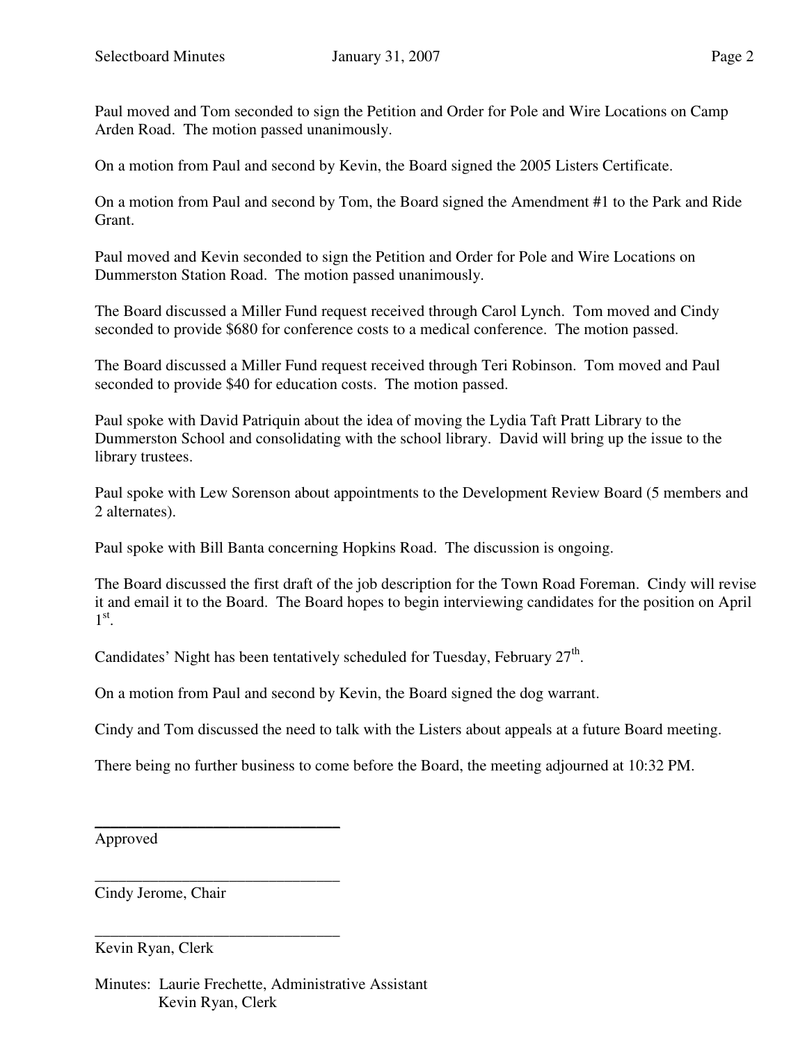Paul moved and Tom seconded to sign the Petition and Order for Pole and Wire Locations on Camp Arden Road. The motion passed unanimously.

On a motion from Paul and second by Kevin, the Board signed the 2005 Listers Certificate.

On a motion from Paul and second by Tom, the Board signed the Amendment #1 to the Park and Ride Grant.

Paul moved and Kevin seconded to sign the Petition and Order for Pole and Wire Locations on Dummerston Station Road. The motion passed unanimously.

The Board discussed a Miller Fund request received through Carol Lynch. Tom moved and Cindy seconded to provide $680 for conference costs to a medical conference. The motion passed.

The Board discussed a Miller Fund request received through Teri Robinson. Tom moved and Paul seconded to provide $40 for education costs. The motion passed.

Paul spoke with David Patriquin about the idea of moving the Lydia Taft Pratt Library to the Dummerston School and consolidating with the school library. David will bring up the issue to the library trustees.

Paul spoke with Lew Sorenson about appointments to the Development Review Board (5 members and 2 alternates).

Paul spoke with Bill Banta concerning Hopkins Road. The discussion is ongoing.

The Board discussed the first draft of the job description for the Town Road Foreman. Cindy will revise it and email it to the Board. The Board hopes to begin interviewing candidates for the position on April 1st.

Candidates' Night has been tentatively scheduled for Tuesday, February 27th.

On a motion from Paul and second by Kevin, the Board signed the dog warrant.

Cindy and Tom discussed the need to talk with the Listers about appeals at a future Board meeting.

There being no further business to come before the Board, the meeting adjourned at 10:32 PM.

\_\_\_\_\_\_\_\_\_\_\_\_\_\_\_\_\_\_\_\_\_\_\_\_\_\_\_\_\_\_\_
Approved

\_\_\_\_\_\_\_\_\_\_\_\_\_\_\_\_\_\_\_\_\_\_\_\_\_\_\_\_\_\_\_
Cindy Jerome, Chair

\_\_\_\_\_\_\_\_\_\_\_\_\_\_\_\_\_\_\_\_\_\_\_\_\_\_\_\_\_\_\_
Kevin Ryan, Clerk

Minutes: Laurie Frechette, Administrative Assistant
Kevin Ryan, Clerk